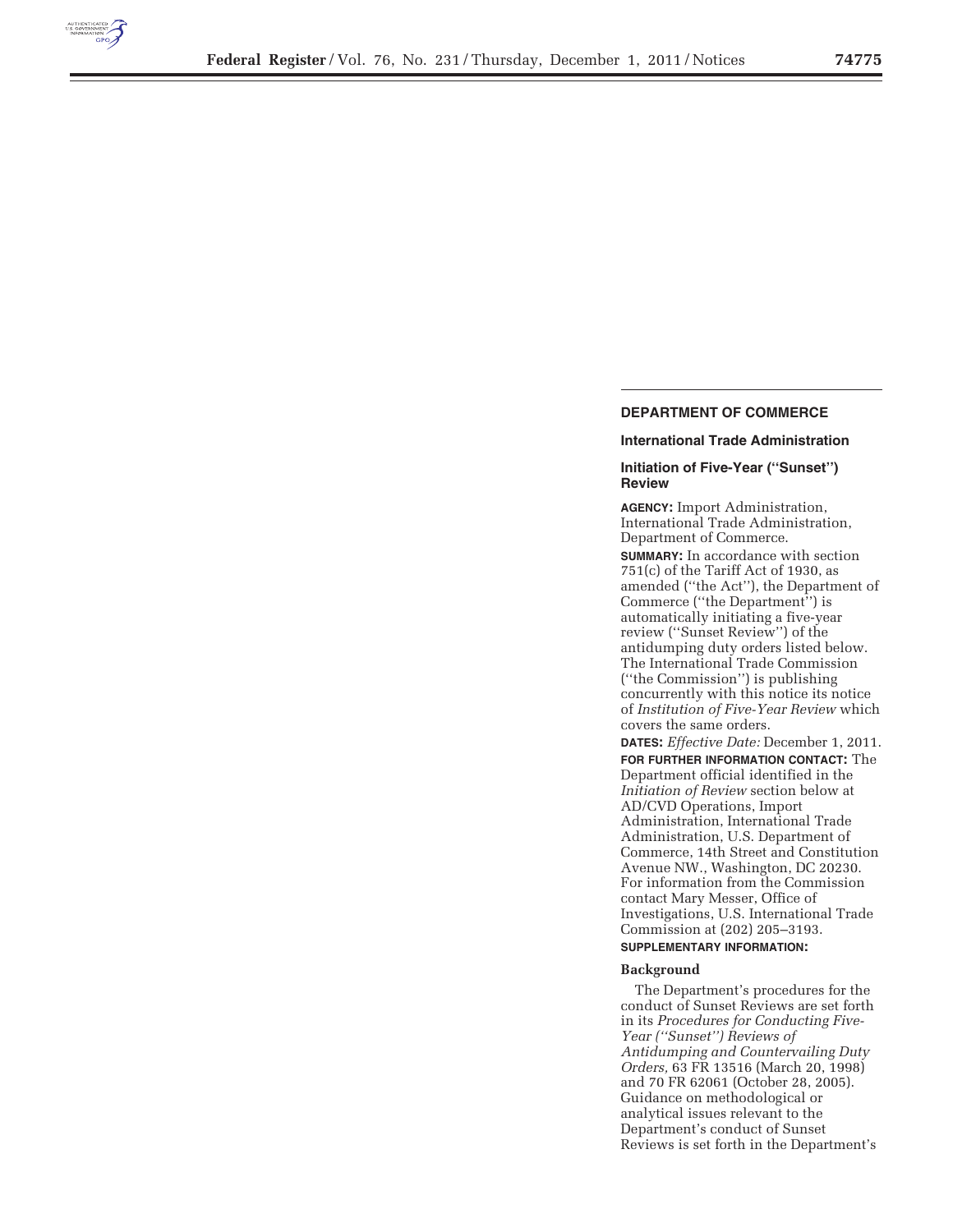## DEPARTMENT OF COMMERCE

### International Trade Administration

### Initiation of Five-Year (''Sunset'') Review

**AGENCY:** Import Administration, International Trade Administration, Department of Commerce.

**SUMMARY:** In accordance with section 751(c) of the Tariff Act of 1930, as amended (''the Act''), the Department of Commerce (''the Department'') is automatically initiating a five-year review (''Sunset Review'') of the antidumping duty orders listed below. The International Trade Commission (''the Commission'') is publishing concurrently with this notice its notice of *Institution of Five-Year Review* which covers the same orders.

**DATES:** *Effective Date:* December 1, 2011.

**FOR FURTHER INFORMATION CONTACT:** The Department official identified in the *Initiation of Review* section below at AD/CVD Operations, Import Administration, International Trade Administration, U.S. Department of Commerce, 14th Street and Constitution Avenue NW., Washington, DC 20230. For information from the Commission contact Mary Messer, Office of Investigations, U.S. International Trade Commission at (202) 205–3193.

**SUPPLEMENTARY INFORMATION:**

#### Background

The Department's procedures for the conduct of Sunset Reviews are set forth in its *Procedures for Conducting Five-Year (''Sunset'') Reviews of Antidumping and Countervailing Duty Orders,* 63 FR 13516 (March 20, 1998) and 70 FR 62061 (October 28, 2005). Guidance on methodological or analytical issues relevant to the Department's conduct of Sunset Reviews is set forth in the Department's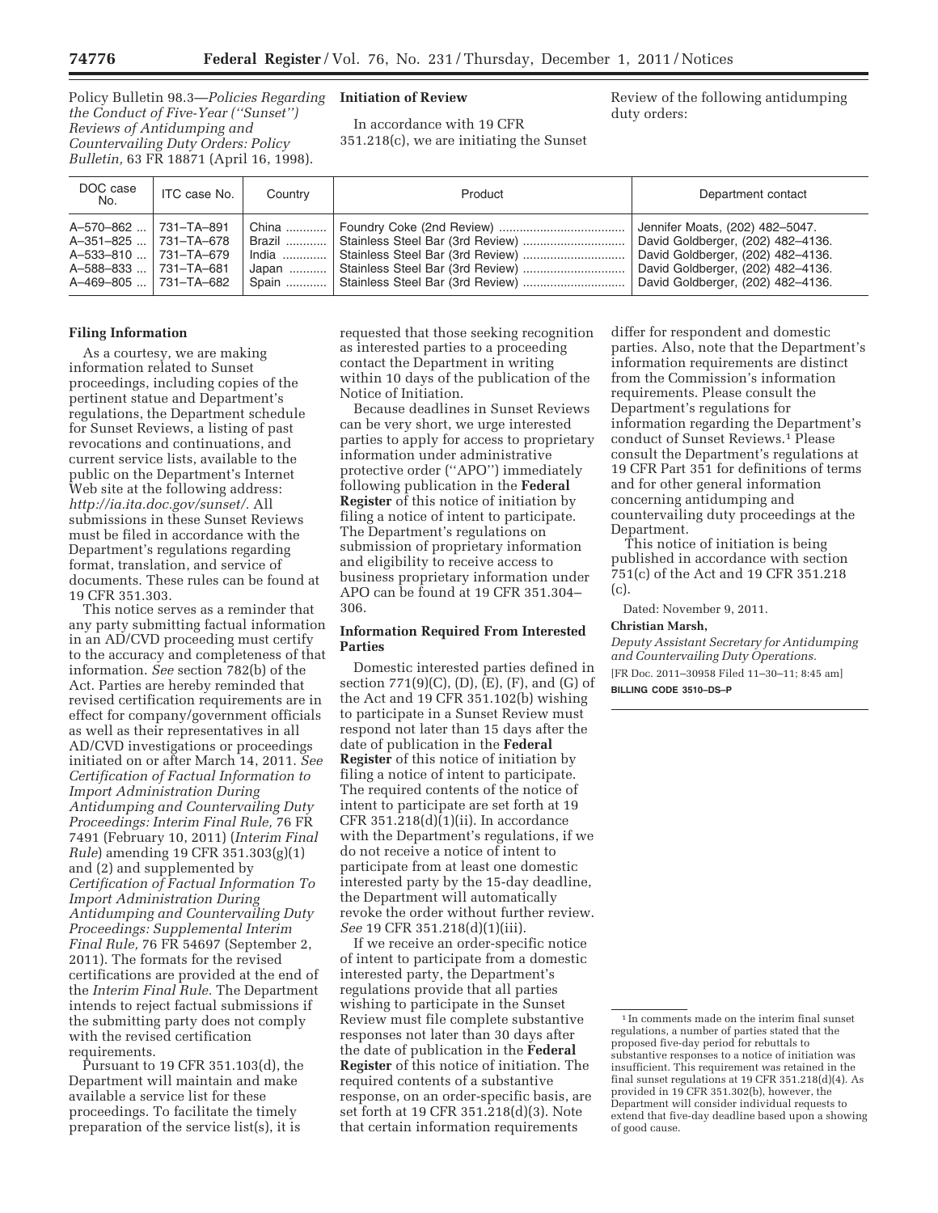Policy Bulletin 98.3—*Policies Regarding the Conduct of Five-Year (''Sunset'') Reviews of Antidumping and Countervailing Duty Orders: Policy Bulletin,* 63 FR 18871 (April 16, 1998).

**Initiation of Review**

In accordance with 19 CFR 351.218(c), we are initiating the Sunset Review of the following antidumping duty orders:

| DOC case No. | ITC case No. | Country | Product | Department contact |
|---|---|---|---|---|
| A–570–862 | 731–TA–891 | China | Foundry Coke (2nd Review) | Jennifer Moats, (202) 482–5047. |
| A–351–825 | 731–TA–678 | Brazil | Stainless Steel Bar (3rd Review) | David Goldberger, (202) 482–4136. |
| A–533–810 | 731–TA–679 | India | Stainless Steel Bar (3rd Review) | David Goldberger, (202) 482–4136. |
| A–588–833 | 731–TA–681 | Japan | Stainless Steel Bar (3rd Review) | David Goldberger, (202) 482–4136. |
| A–469–805 | 731–TA–682 | Spain | Stainless Steel Bar (3rd Review) | David Goldberger, (202) 482–4136. |

**Filing Information**

As a courtesy, we are making information related to Sunset proceedings, including copies of the pertinent statue and Department's regulations, the Department schedule for Sunset Reviews, a listing of past revocations and continuations, and current service lists, available to the public on the Department's Internet Web site at the following address: *http://ia.ita.doc.gov/sunset/.* All submissions in these Sunset Reviews must be filed in accordance with the Department's regulations regarding format, translation, and service of documents. These rules can be found at 19 CFR 351.303.

This notice serves as a reminder that any party submitting factual information in an AD/CVD proceeding must certify to the accuracy and completeness of that information. *See* section 782(b) of the Act. Parties are hereby reminded that revised certification requirements are in effect for company/government officials as well as their representatives in all AD/CVD investigations or proceedings initiated on or after March 14, 2011. *See Certification of Factual Information to Import Administration During Antidumping and Countervailing Duty Proceedings: Interim Final Rule,* 76 FR 7491 (February 10, 2011) (*Interim Final Rule*) amending 19 CFR 351.303(g)(1) and (2) and supplemented by *Certification of Factual Information To Import Administration During Antidumping and Countervailing Duty Proceedings: Supplemental Interim Final Rule,* 76 FR 54697 (September 2, 2011). The formats for the revised certifications are provided at the end of the *Interim Final Rule.* The Department intends to reject factual submissions if the submitting party does not comply with the revised certification requirements.

Pursuant to 19 CFR 351.103(d), the Department will maintain and make available a service list for these proceedings. To facilitate the timely preparation of the service list(s), it is requested that those seeking recognition as interested parties to a proceeding contact the Department in writing within 10 days of the publication of the Notice of Initiation.

Because deadlines in Sunset Reviews can be very short, we urge interested parties to apply for access to proprietary information under administrative protective order (''APO'') immediately following publication in the **Federal Register** of this notice of initiation by filing a notice of intent to participate. The Department's regulations on submission of proprietary information and eligibility to receive access to business proprietary information under APO can be found at 19 CFR 351.304–306.

**Information Required From Interested Parties**

Domestic interested parties defined in section 771(9)(C), (D), (E), (F), and (G) of the Act and 19 CFR 351.102(b) wishing to participate in a Sunset Review must respond not later than 15 days after the date of publication in the **Federal Register** of this notice of initiation by filing a notice of intent to participate. The required contents of the notice of intent to participate are set forth at 19 CFR 351.218(d)(1)(ii). In accordance with the Department's regulations, if we do not receive a notice of intent to participate from at least one domestic interested party by the 15-day deadline, the Department will automatically revoke the order without further review. *See* 19 CFR 351.218(d)(1)(iii).

If we receive an order-specific notice of intent to participate from a domestic interested party, the Department's regulations provide that all parties wishing to participate in the Sunset Review must file complete substantive responses not later than 30 days after the date of publication in the **Federal Register** of this notice of initiation. The required contents of a substantive response, on an order-specific basis, are set forth at 19 CFR 351.218(d)(3). Note that certain information requirements differ for respondent and domestic parties. Also, note that the Department's information requirements are distinct from the Commission's information requirements. Please consult the Department's regulations for information regarding the Department's conduct of Sunset Reviews.[1] Please consult the Department's regulations at 19 CFR Part 351 for definitions of terms and for other general information concerning antidumping and countervailing duty proceedings at the Department.

This notice of initiation is being published in accordance with section 751(c) of the Act and 19 CFR 351.218 (c).

Dated: November 9, 2011.

**Christian Marsh,**

*Deputy Assistant Secretary for Antidumping and Countervailing Duty Operations.*

[FR Doc. 2011–30958 Filed 11–30–11; 8:45 am]

**BILLING CODE 3510–DS–P**

[1] In comments made on the interim final sunset regulations, a number of parties stated that the proposed five-day period for rebuttals to substantive responses to a notice of initiation was insufficient. This requirement was retained in the final sunset regulations at 19 CFR 351.218(d)(4). As provided in 19 CFR 351.302(b), however, the Department will consider individual requests to extend that five-day deadline based upon a showing of good cause.